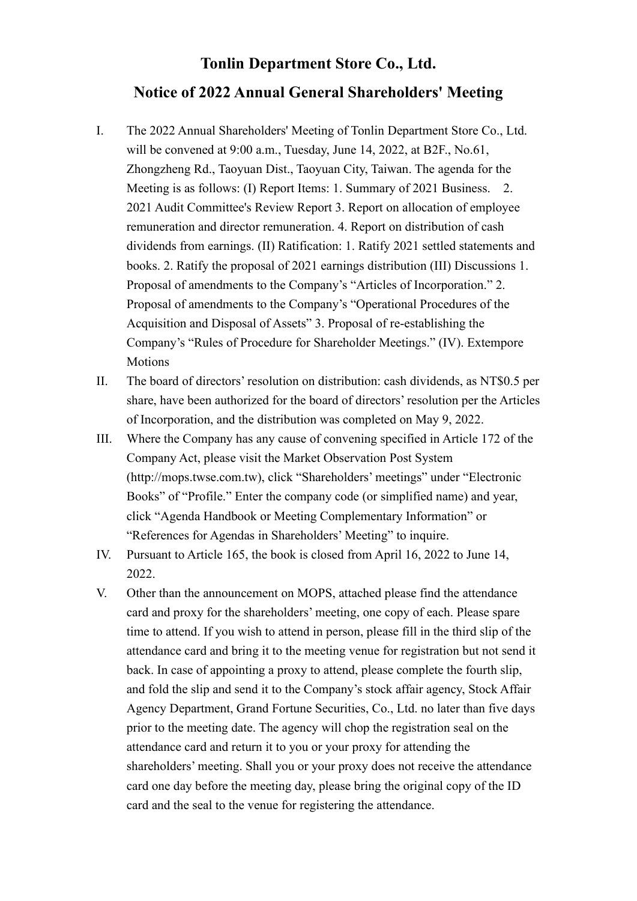# Tonlin Department Store Co., Ltd.

## Notice of 2022 Annual General Shareholders' Meeting

I. The 2022 Annual Shareholders' Meeting of Tonlin Department Store Co., Ltd. will be convened at 9:00 a.m., Tuesday, June 14, 2022, at B2F., No.61, Zhongzheng Rd., Taoyuan Dist., Taoyuan City, Taiwan. The agenda for the Meeting is as follows: (I) Report Items: 1. Summary of 2021 Business. 2. 2021 Audit Committee's Review Report 3. Report on allocation of employee remuneration and director remuneration. 4. Report on distribution of cash dividends from earnings. (II) Ratification: 1. Ratify 2021 settled statements and books. 2. Ratify the proposal of 2021 earnings distribution (III) Discussions 1. Proposal of amendments to the Company's "Articles of Incorporation." 2. Proposal of amendments to the Company's "Operational Procedures of the Acquisition and Disposal of Assets" 3. Proposal of re-establishing the Company's "Rules of Procedure for Shareholder Meetings." (IV). Extempore Motions

II. The board of directors' resolution on distribution: cash dividends, as NT$0.5 per share, have been authorized for the board of directors' resolution per the Articles of Incorporation, and the distribution was completed on May 9, 2022.

III. Where the Company has any cause of convening specified in Article 172 of the Company Act, please visit the Market Observation Post System (http://mops.twse.com.tw), click "Shareholders' meetings" under "Electronic Books" of "Profile." Enter the company code (or simplified name) and year, click "Agenda Handbook or Meeting Complementary Information" or "References for Agendas in Shareholders' Meeting" to inquire.

IV. Pursuant to Article 165, the book is closed from April 16, 2022 to June 14, 2022.

V. Other than the announcement on MOPS, attached please find the attendance card and proxy for the shareholders' meeting, one copy of each. Please spare time to attend. If you wish to attend in person, please fill in the third slip of the attendance card and bring it to the meeting venue for registration but not send it back. In case of appointing a proxy to attend, please complete the fourth slip, and fold the slip and send it to the Company's stock affair agency, Stock Affair Agency Department, Grand Fortune Securities, Co., Ltd. no later than five days prior to the meeting date. The agency will chop the registration seal on the attendance card and return it to you or your proxy for attending the shareholders' meeting. Shall you or your proxy does not receive the attendance card one day before the meeting day, please bring the original copy of the ID card and the seal to the venue for registering the attendance.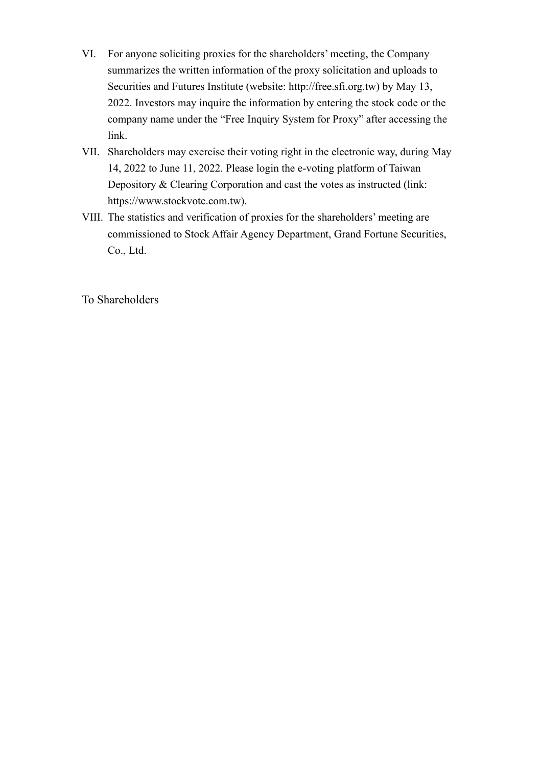VI. For anyone soliciting proxies for the shareholders' meeting, the Company summarizes the written information of the proxy solicitation and uploads to Securities and Futures Institute (website: http://free.sfi.org.tw) by May 13, 2022. Investors may inquire the information by entering the stock code or the company name under the "Free Inquiry System for Proxy" after accessing the link.

VII. Shareholders may exercise their voting right in the electronic way, during May 14, 2022 to June 11, 2022. Please login the e-voting platform of Taiwan Depository & Clearing Corporation and cast the votes as instructed (link: https://www.stockvote.com.tw).

VIII. The statistics and verification of proxies for the shareholders' meeting are commissioned to Stock Affair Agency Department, Grand Fortune Securities, Co., Ltd.

To Shareholders